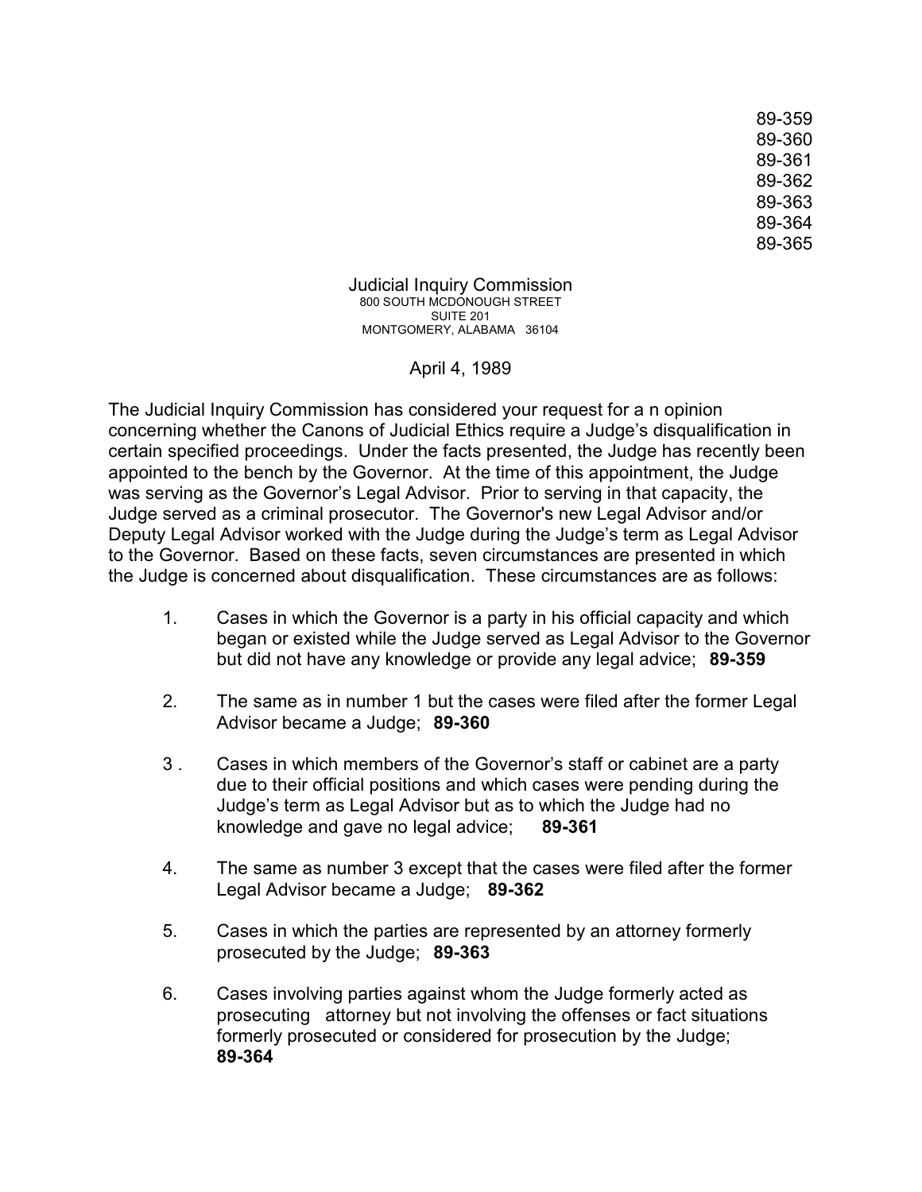89-359
89-360
89-361
89-362
89-363
89-364
89-365

Judicial Inquiry Commission
800 SOUTH MCDONOUGH STREET
SUITE 201
MONTGOMERY, ALABAMA 36104

April 4, 1989

The Judicial Inquiry Commission has considered your request for a n opinion concerning whether the Canons of Judicial Ethics require a Judge's disqualification in certain specified proceedings. Under the facts presented, the Judge has recently been appointed to the bench by the Governor. At the time of this appointment, the Judge was serving as the Governor's Legal Advisor. Prior to serving in that capacity, the Judge served as a criminal prosecutor. The Governor's new Legal Advisor and/or Deputy Legal Advisor worked with the Judge during the Judge's term as Legal Advisor to the Governor. Based on these facts, seven circumstances are presented in which the Judge is concerned about disqualification. These circumstances are as follows:

1. Cases in which the Governor is a party in his official capacity and which began or existed while the Judge served as Legal Advisor to the Governor but did not have any knowledge or provide any legal advice; **89-359**

2. The same as in number 1 but the cases were filed after the former Legal Advisor became a Judge; **89-360**

3. Cases in which members of the Governor's staff or cabinet are a party due to their official positions and which cases were pending during the Judge's term as Legal Advisor but as to which the Judge had no knowledge and gave no legal advice; **89-361**

4. The same as number 3 except that the cases were filed after the former Legal Advisor became a Judge; **89-362**

5. Cases in which the parties are represented by an attorney formerly prosecuted by the Judge; **89-363**

6. Cases involving parties against whom the Judge formerly acted as prosecuting attorney but not involving the offenses or fact situations formerly prosecuted or considered for prosecution by the Judge; **89-364**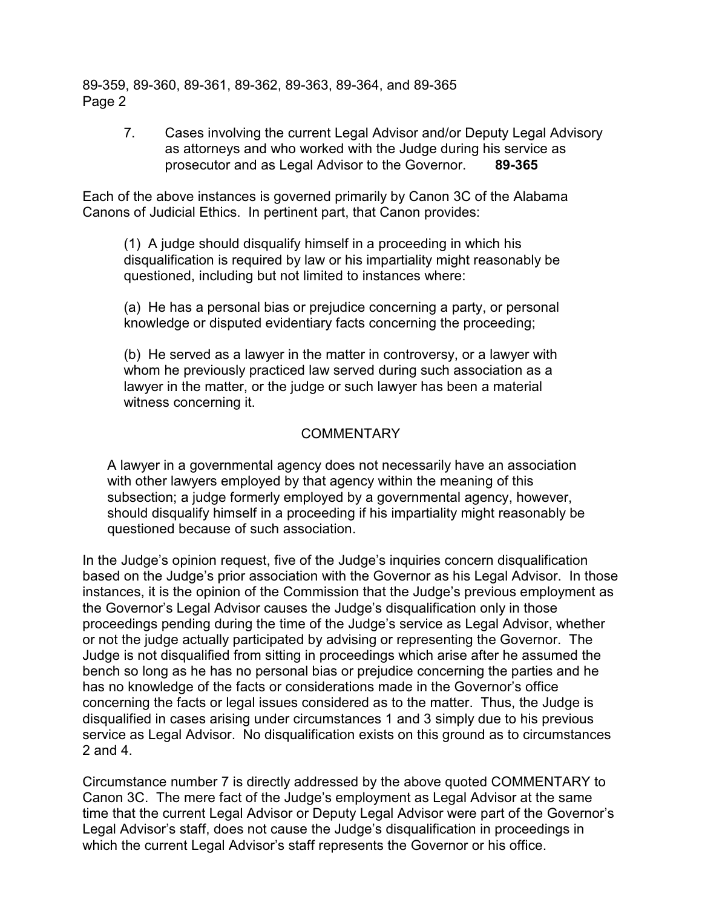7. Cases involving the current Legal Advisor and/or Deputy Legal Advisory as attorneys and who worked with the Judge during his service as prosecutor and as Legal Advisor to the Governor. **89-365**

Each of the above instances is governed primarily by Canon 3C of the Alabama Canons of Judicial Ethics. In pertinent part, that Canon provides:

> (1) A judge should disqualify himself in a proceeding in which his disqualification is required by law or his impartiality might reasonably be questioned, including but not limited to instances where:
>
> (a) He has a personal bias or prejudice concerning a party, or personal knowledge or disputed evidentiary facts concerning the proceeding;
>
> (b) He served as a lawyer in the matter in controversy, or a lawyer with whom he previously practiced law served during such association as a lawyer in the matter, or the judge or such lawyer has been a material witness concerning it.
>
> COMMENTARY
>
> A lawyer in a governmental agency does not necessarily have an association with other lawyers employed by that agency within the meaning of this subsection; a judge formerly employed by a governmental agency, however, should disqualify himself in a proceeding if his impartiality might reasonably be questioned because of such association.

In the Judge's opinion request, five of the Judge's inquiries concern disqualification based on the Judge's prior association with the Governor as his Legal Advisor. In those instances, it is the opinion of the Commission that the Judge's previous employment as the Governor's Legal Advisor causes the Judge's disqualification only in those proceedings pending during the time of the Judge's service as Legal Advisor, whether or not the judge actually participated by advising or representing the Governor. The Judge is not disqualified from sitting in proceedings which arise after he assumed the bench so long as he has no personal bias or prejudice concerning the parties and he has no knowledge of the facts or considerations made in the Governor's office concerning the facts or legal issues considered as to the matter. Thus, the Judge is disqualified in cases arising under circumstances 1 and 3 simply due to his previous service as Legal Advisor. No disqualification exists on this ground as to circumstances 2 and 4.

Circumstance number 7 is directly addressed by the above quoted COMMENTARY to Canon 3C. The mere fact of the Judge's employment as Legal Advisor at the same time that the current Legal Advisor or Deputy Legal Advisor were part of the Governor's Legal Advisor's staff, does not cause the Judge's disqualification in proceedings in which the current Legal Advisor's staff represents the Governor or his office.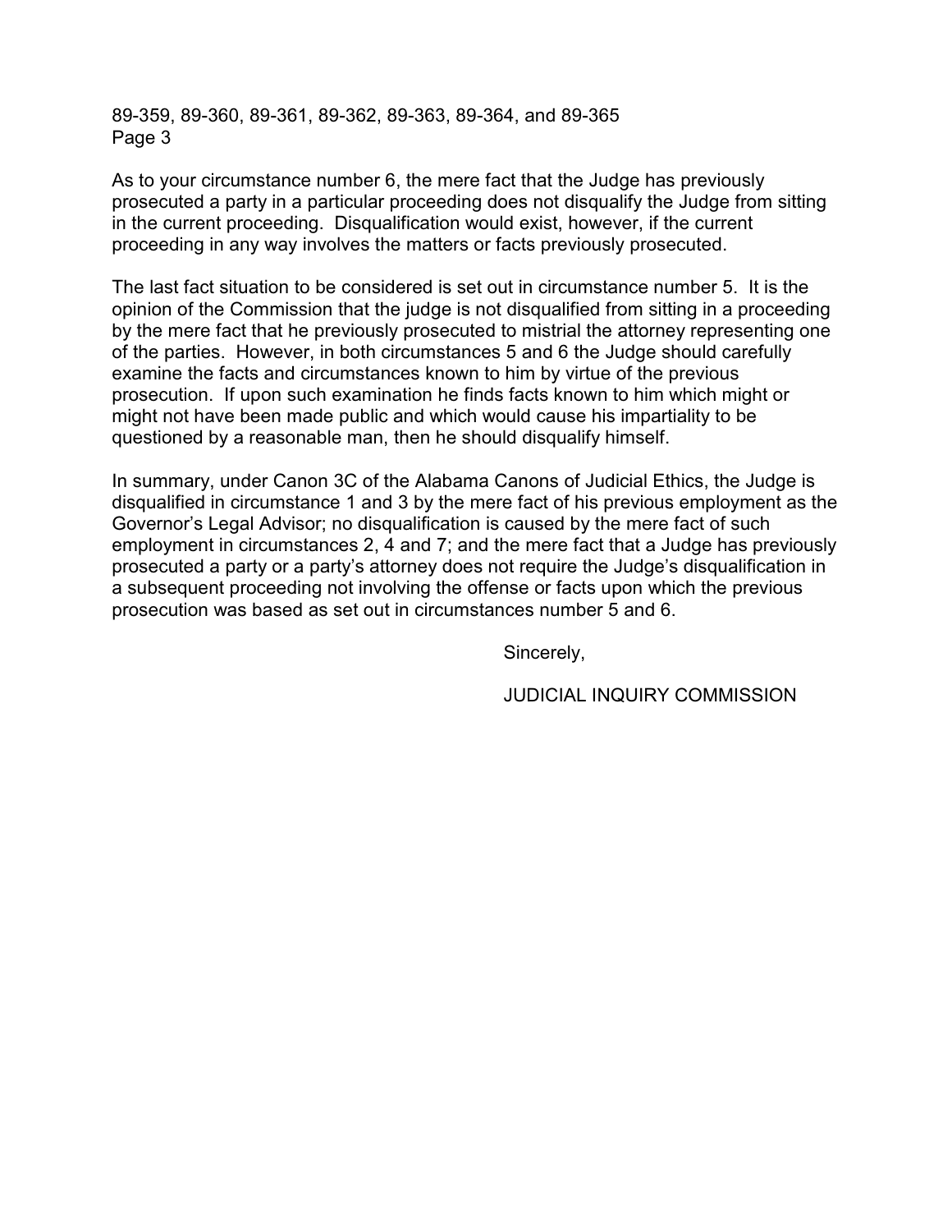As to your circumstance number 6, the mere fact that the Judge has previously prosecuted a party in a particular proceeding does not disqualify the Judge from sitting in the current proceeding. Disqualification would exist, however, if the current proceeding in any way involves the matters or facts previously prosecuted.

The last fact situation to be considered is set out in circumstance number 5. It is the opinion of the Commission that the judge is not disqualified from sitting in a proceeding by the mere fact that he previously prosecuted to mistrial the attorney representing one of the parties. However, in both circumstances 5 and 6 the Judge should carefully examine the facts and circumstances known to him by virtue of the previous prosecution. If upon such examination he finds facts known to him which might or might not have been made public and which would cause his impartiality to be questioned by a reasonable man, then he should disqualify himself.

In summary, under Canon 3C of the Alabama Canons of Judicial Ethics, the Judge is disqualified in circumstance 1 and 3 by the mere fact of his previous employment as the Governor's Legal Advisor; no disqualification is caused by the mere fact of such employment in circumstances 2, 4 and 7; and the mere fact that a Judge has previously prosecuted a party or a party's attorney does not require the Judge's disqualification in a subsequent proceeding not involving the offense or facts upon which the previous prosecution was based as set out in circumstances number 5 and 6.

Sincerely,

JUDICIAL INQUIRY COMMISSION